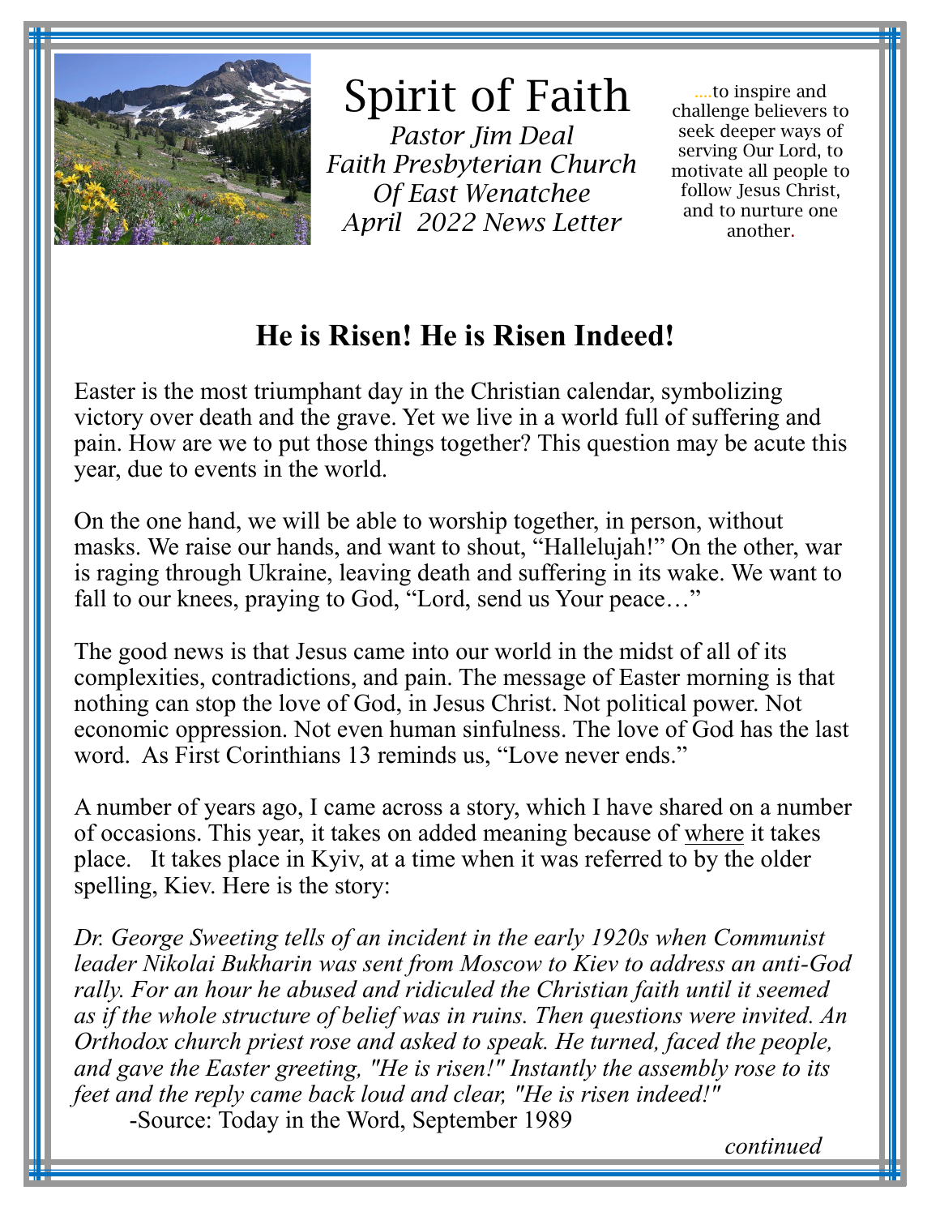# Spirit of Faith

*Pastor Jim Deal*
*Faith Presbyterian Church*
*Of East Wenatchee*
*April 2022 News Letter*

....to inspire and challenge believers to seek deeper ways of serving Our Lord, to motivate all people to follow Jesus Christ, and to nurture one another.

## He is Risen! He is Risen Indeed!

Easter is the most triumphant day in the Christian calendar, symbolizing victory over death and the grave. Yet we live in a world full of suffering and pain. How are we to put those things together? This question may be acute this year, due to events in the world.

On the one hand, we will be able to worship together, in person, without masks. We raise our hands, and want to shout, "Hallelujah!" On the other, war is raging through Ukraine, leaving death and suffering in its wake. We want to fall to our knees, praying to God, "Lord, send us Your peace…"

The good news is that Jesus came into our world in the midst of all of its complexities, contradictions, and pain. The message of Easter morning is that nothing can stop the love of God, in Jesus Christ. Not political power. Not economic oppression. Not even human sinfulness. The love of God has the last word. As First Corinthians 13 reminds us, "Love never ends."

A number of years ago, I came across a story, which I have shared on a number of occasions. This year, it takes on added meaning because of where it takes place. It takes place in Kyiv, at a time when it was referred to by the older spelling, Kiev. Here is the story:

*Dr. George Sweeting tells of an incident in the early 1920s when Communist leader Nikolai Bukharin was sent from Moscow to Kiev to address an anti-God rally. For an hour he abused and ridiculed the Christian faith until it seemed as if the whole structure of belief was in ruins. Then questions were invited. An Orthodox church priest rose and asked to speak. He turned, faced the people, and gave the Easter greeting, "He is risen!" Instantly the assembly rose to its feet and the reply came back loud and clear, "He is risen indeed!"*

-Source: Today in the Word, September 1989

*continued*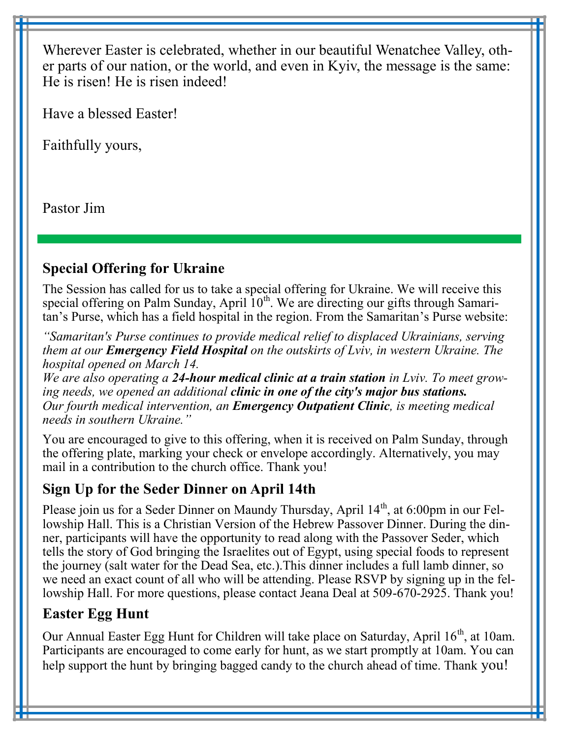Wherever Easter is celebrated, whether in our beautiful Wenatchee Valley, other parts of our nation, or the world, and even in Kyiv, the message is the same: He is risen! He is risen indeed!

Have a blessed Easter!

Faithfully yours,

Pastor Jim

---

## Special Offering for Ukraine

The Session has called for us to take a special offering for Ukraine. We will receive this special offering on Palm Sunday, April 10th. We are directing our gifts through Samaritan's Purse, which has a field hospital in the region. From the Samaritan's Purse website:

*"Samaritan's Purse continues to provide medical relief to displaced Ukrainians, serving them at our* ***Emergency Field Hospital*** *on the outskirts of Lviv, in western Ukraine. The hospital opened on March 14.*
*We are also operating a* ***24-hour medical clinic at a train station*** *in Lviv. To meet growing needs, we opened an additional* ***clinic in one of the city's major bus stations.***
*Our fourth medical intervention, an* ***Emergency Outpatient Clinic****, is meeting medical needs in southern Ukraine."*

You are encouraged to give to this offering, when it is received on Palm Sunday, through the offering plate, marking your check or envelope accordingly. Alternatively, you may mail in a contribution to the church office. Thank you!

## Sign Up for the Seder Dinner on April 14th

Please join us for a Seder Dinner on Maundy Thursday, April 14th, at 6:00pm in our Fellowship Hall. This is a Christian Version of the Hebrew Passover Dinner. During the dinner, participants will have the opportunity to read along with the Passover Seder, which tells the story of God bringing the Israelites out of Egypt, using special foods to represent the journey (salt water for the Dead Sea, etc.).This dinner includes a full lamb dinner, so we need an exact count of all who will be attending. Please RSVP by signing up in the fellowship Hall. For more questions, please contact Jeana Deal at 509-670-2925. Thank you!

## Easter Egg Hunt

Our Annual Easter Egg Hunt for Children will take place on Saturday, April 16th, at 10am. Participants are encouraged to come early for hunt, as we start promptly at 10am. You can help support the hunt by bringing bagged candy to the church ahead of time. Thank you!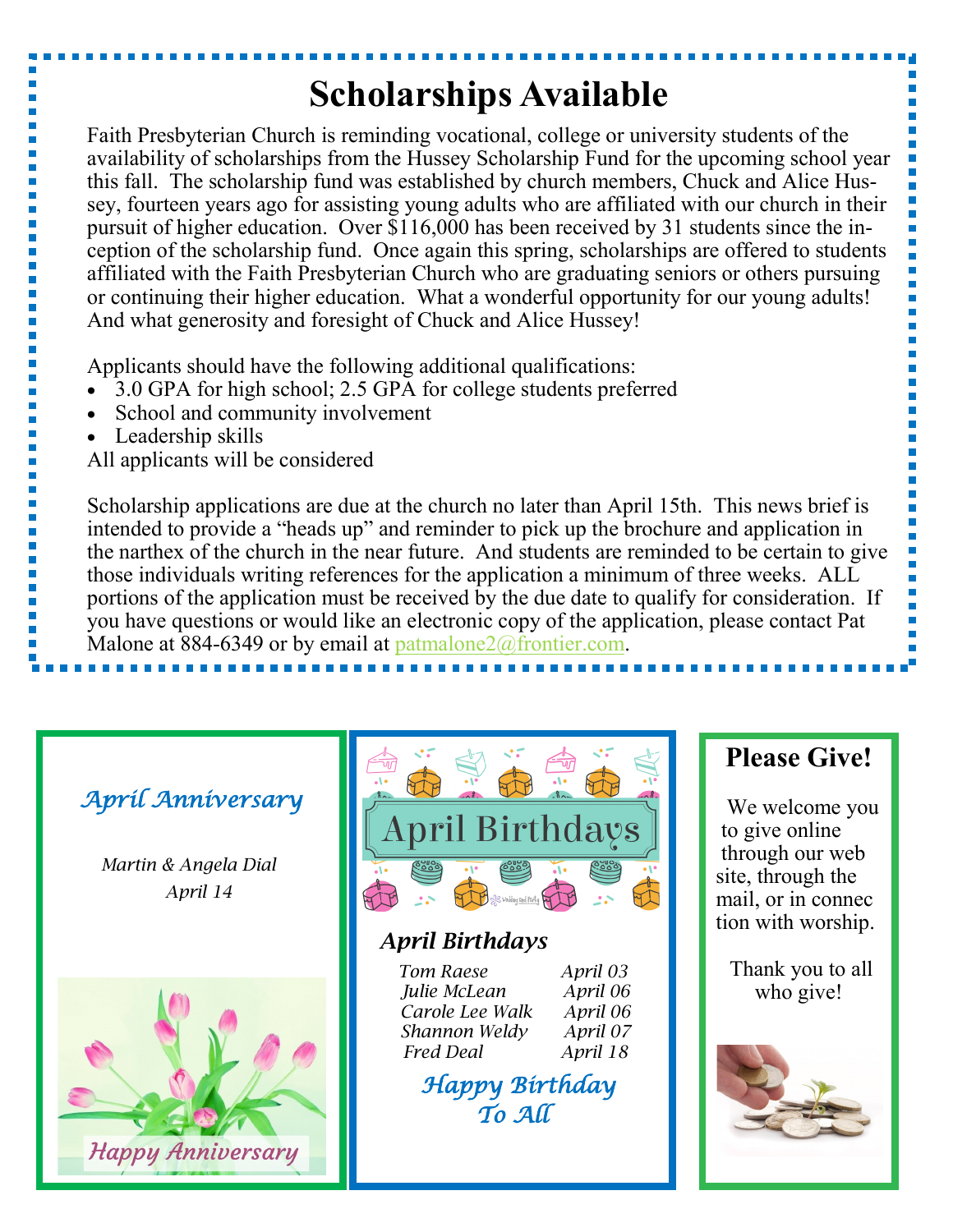# Scholarships Available

Faith Presbyterian Church is reminding vocational, college or university students of the availability of scholarships from the Hussey Scholarship Fund for the upcoming school year this fall. The scholarship fund was established by church members, Chuck and Alice Hussey, fourteen years ago for assisting young adults who are affiliated with our church in their pursuit of higher education. Over $116,000 has been received by 31 students since the inception of the scholarship fund. Once again this spring, scholarships are offered to students affiliated with the Faith Presbyterian Church who are graduating seniors or others pursuing or continuing their higher education. What a wonderful opportunity for our young adults! And what generosity and foresight of Chuck and Alice Hussey!

Applicants should have the following additional qualifications:

- 3.0 GPA for high school; 2.5 GPA for college students preferred
- School and community involvement
- Leadership skills

All applicants will be considered

Scholarship applications are due at the church no later than April 15th. This news brief is intended to provide a "heads up" and reminder to pick up the brochure and application in the narthex of the church in the near future. And students are reminded to be certain to give those individuals writing references for the application a minimum of three weeks. ALL portions of the application must be received by the due date to qualify for consideration. If you have questions or would like an electronic copy of the application, please contact Pat Malone at 884-6349 or by email at patmalone2@frontier.com.

## *April Anniversary*

*Martin & Angela Dial*
*April 14*

*Happy Anniversary*

## April Birthdays

### *April Birthdays*

| | |
|---|---|
| *Tom Raese* | *April 03* |
| *Julie McLean* | *April 06* |
| *Carole Lee Walk* | *April 06* |
| *Shannon Weldy* | *April 07* |
| *Fred Deal* | *April 18* |

*Happy Birthday To All*

## Please Give!

We welcome you to give online through our web site, through the mail, or in connection with worship.

Thank you to all who give!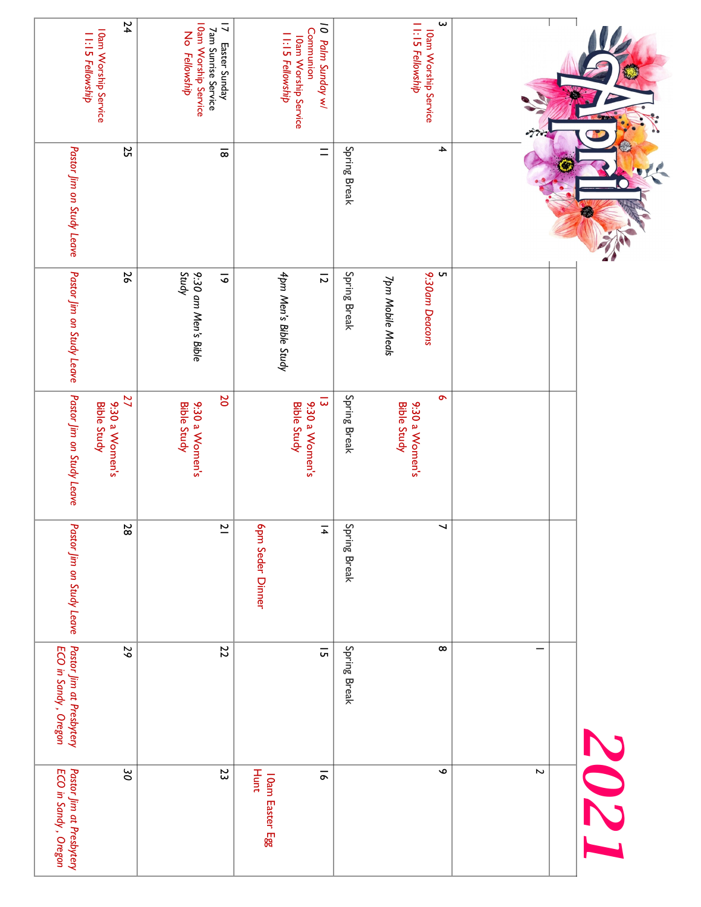# April 2021

| Sunday | Monday | Tuesday | Wednesday | Thursday | Friday | Saturday |
|---|---|---|---|---|---|---|
| | | | | | 1 | 2 |
| 3<br>10am Worship Service<br>11:15 Fellowship | 4 | 5<br>9:30am Deacons<br>7pm Mobile Meals | 6<br>9:30 a Women's Bible Study | 7 | 8 | 9 |
| 10 Palm Sunday w/ Communion<br>10am Worship Service<br>11:15 Fellowship | 11<br>Spring Break | 12<br>Spring Break<br>4pm Men's Bible Study | 13<br>Spring Break<br>9:30 a Women's Bible Study | 14<br>Spring Break<br>6pm Seder Dinner | 15<br>Spring Break | 16<br>10am Easter Egg Hunt |
| 17 Easter Sunday<br>7am Sunrise Service<br>10am Worship Service<br>No Fellowship | 18 | 19<br>9:30 am Men's Bible Study | 20<br>9:30 a Women's Bible Study | 21 | 22 | 23 |
| 24<br>10am Worship Service<br>11:15 Fellowship | 25<br>Pastor Jim on Study Leave | 26<br>Pastor Jim on Study Leave | 27<br>9:30 a Women's Bible Study<br>Pastor Jim on Study Leave | 28<br>Pastor Jim on Study Leave | 29<br>Pastor Jim at Presbytery ECO in Sandy, Oregon | 30<br>Pastor Jim at Presbytery ECO in Sandy, Oregon |